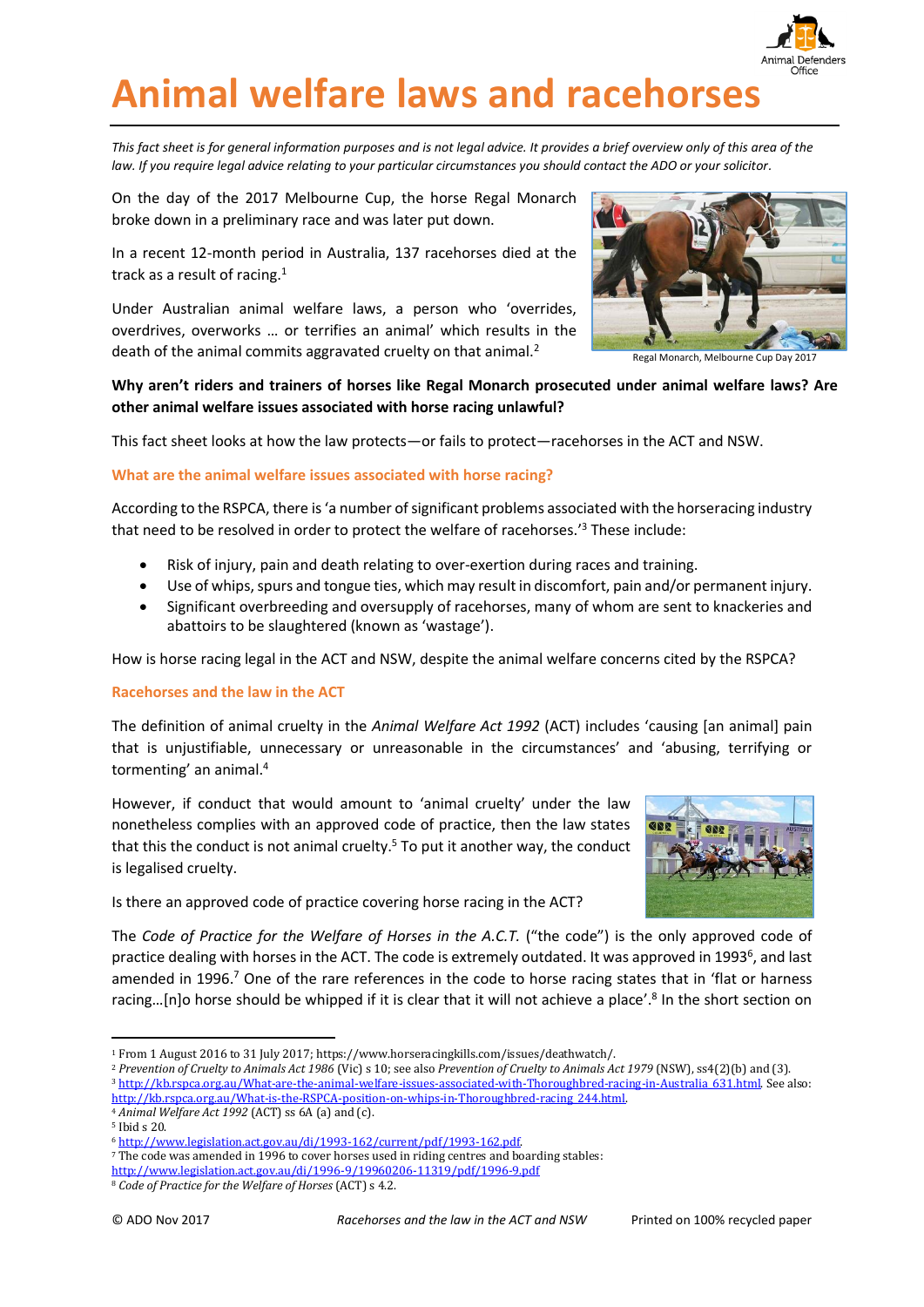# Animal welfare laws and racehorses

*This fact sheet is for general information purposes and is not legal advice. It provides a brief overview only of this area of the law. If you require legal advice relating to your particular circumstances you should contact the ADO or your solicitor.*

On the day of the 2017 Melbourne Cup, the horse Regal Monarch broke down in a preliminary race and was later put down.

In a recent 12-month period in Australia, 137 racehorses died at the track as a result of racing.[1]

Under Australian animal welfare laws, a person who 'overrides, overdrives, overworks … or terrifies an animal' which results in the death of the animal commits aggravated cruelty on that animal.[2]

Regal Monarch, Melbourne Cup Day 2017

**Why aren't riders and trainers of horses like Regal Monarch prosecuted under animal welfare laws? Are other animal welfare issues associated with horse racing unlawful?**

This fact sheet looks at how the law protects—or fails to protect—racehorses in the ACT and NSW.

## What are the animal welfare issues associated with horse racing?

According to the RSPCA, there is 'a number of significant problems associated with the horseracing industry that need to be resolved in order to protect the welfare of racehorses.'[3] These include:

- Risk of injury, pain and death relating to over-exertion during races and training.
- Use of whips, spurs and tongue ties, which may result in discomfort, pain and/or permanent injury.
- Significant overbreeding and oversupply of racehorses, many of whom are sent to knackeries and abattoirs to be slaughtered (known as 'wastage').

How is horse racing legal in the ACT and NSW, despite the animal welfare concerns cited by the RSPCA?

## Racehorses and the law in the ACT

The definition of animal cruelty in the *Animal Welfare Act 1992* (ACT) includes 'causing [an animal] pain that is unjustifiable, unnecessary or unreasonable in the circumstances' and 'abusing, terrifying or tormenting' an animal.[4]

However, if conduct that would amount to 'animal cruelty' under the law nonetheless complies with an approved code of practice, then the law states that this the conduct is not animal cruelty.[5] To put it another way, the conduct is legalised cruelty.

Is there an approved code of practice covering horse racing in the ACT?

The *Code of Practice for the Welfare of Horses in the A.C.T.* ("the code") is the only approved code of practice dealing with horses in the ACT. The code is extremely outdated. It was approved in 1993[6], and last amended in 1996.[7] One of the rare references in the code to horse racing states that in 'flat or harness racing…[n]o horse should be whipped if it is clear that it will not achieve a place'.[8] In the short section on

---

[1] From 1 August 2016 to 31 July 2017; https://www.horseracingkills.com/issues/deathwatch/.

[2] *Prevention of Cruelty to Animals Act 1986* (Vic) s 10; see also *Prevention of Cruelty to Animals Act 1979* (NSW), ss4(2)(b) and (3).

[3] http://kb.rspca.org.au/What-are-the-animal-welfare-issues-associated-with-Thoroughbred-racing-in-Australia_631.html. See also: http://kb.rspca.org.au/What-is-the-RSPCA-position-on-whips-in-Thoroughbred-racing_244.html.

[4] *Animal Welfare Act 1992* (ACT) ss 6A (a) and (c).

[5] Ibid s 20.

[6] http://www.legislation.act.gov.au/di/1993-162/current/pdf/1993-162.pdf.

[7] The code was amended in 1996 to cover horses used in riding centres and boarding stables: http://www.legislation.act.gov.au/di/1996-9/19960206-11319/pdf/1996-9.pdf

[8] *Code of Practice for the Welfare of Horses* (ACT) s 4.2.

© ADO Nov 2017 *Racehorses and the law in the ACT and NSW* Printed on 100% recycled paper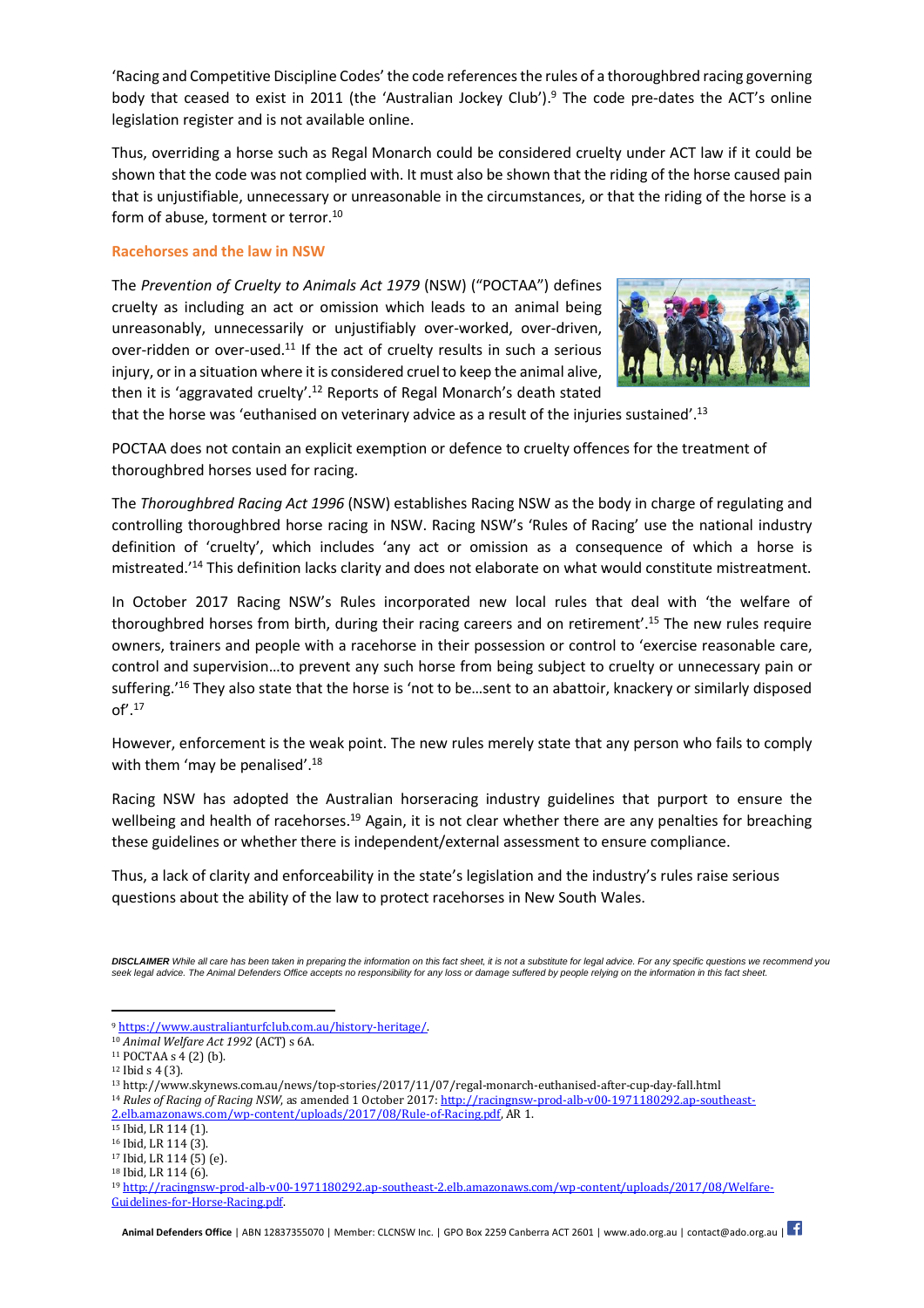'Racing and Competitive Discipline Codes' the code references the rules of a thoroughbred racing governing body that ceased to exist in 2011 (the 'Australian Jockey Club').[9] The code pre-dates the ACT's online legislation register and is not available online.

Thus, overriding a horse such as Regal Monarch could be considered cruelty under ACT law if it could be shown that the code was not complied with. It must also be shown that the riding of the horse caused pain that is unjustifiable, unnecessary or unreasonable in the circumstances, or that the riding of the horse is a form of abuse, torment or terror.[10]

## Racehorses and the law in NSW

The *Prevention of Cruelty to Animals Act 1979* (NSW) ("POCTAA") defines cruelty as including an act or omission which leads to an animal being unreasonably, unnecessarily or unjustifiably over-worked, over-driven, over-ridden or over-used.[11] If the act of cruelty results in such a serious injury, or in a situation where it is considered cruel to keep the animal alive, then it is 'aggravated cruelty'.[12] Reports of Regal Monarch's death stated that the horse was 'euthanised on veterinary advice as a result of the injuries sustained'.[13]

POCTAA does not contain an explicit exemption or defence to cruelty offences for the treatment of thoroughbred horses used for racing.

The *Thoroughbred Racing Act 1996* (NSW) establishes Racing NSW as the body in charge of regulating and controlling thoroughbred horse racing in NSW. Racing NSW's 'Rules of Racing' use the national industry definition of 'cruelty', which includes 'any act or omission as a consequence of which a horse is mistreated.'[14] This definition lacks clarity and does not elaborate on what would constitute mistreatment.

In October 2017 Racing NSW's Rules incorporated new local rules that deal with 'the welfare of thoroughbred horses from birth, during their racing careers and on retirement'.[15] The new rules require owners, trainers and people with a racehorse in their possession or control to 'exercise reasonable care, control and supervision…to prevent any such horse from being subject to cruelty or unnecessary pain or suffering.'[16] They also state that the horse is 'not to be…sent to an abattoir, knackery or similarly disposed of'.[17]

However, enforcement is the weak point. The new rules merely state that any person who fails to comply with them 'may be penalised'.[18]

Racing NSW has adopted the Australian horseracing industry guidelines that purport to ensure the wellbeing and health of racehorses.[19] Again, it is not clear whether there are any penalties for breaching these guidelines or whether there is independent/external assessment to ensure compliance.

Thus, a lack of clarity and enforceability in the state's legislation and the industry's rules raise serious questions about the ability of the law to protect racehorses in New South Wales.

***DISCLAIMER*** *While all care has been taken in preparing the information on this fact sheet, it is not a substitute for legal advice. For any specific questions we recommend you seek legal advice. The Animal Defenders Office accepts no responsibility for any loss or damage suffered by people relying on the information in this fact sheet.*

---

[9] https://www.australianturfclub.com.au/history-heritage/.
[10] *Animal Welfare Act 1992* (ACT) s 6A.
[11] POCTAA s 4 (2) (b).
[12] Ibid s 4 (3).
[13] http://www.skynews.com.au/news/top-stories/2017/11/07/regal-monarch-euthanised-after-cup-day-fall.html
[14] *Rules of Racing NSW*, as amended 1 October 2017: http://racingnsw-prod-alb-v00-1971180292.ap-southeast-2.elb.amazonaws.com/wp-content/uploads/2017/08/Rule-of-Racing.pdf, AR 1.
[15] Ibid, LR 114 (1).
[16] Ibid, LR 114 (3).
[17] Ibid, LR 114 (5) (e).
[18] Ibid, LR 114 (6).
[19] http://racingnsw-prod-alb-v00-1971180292.ap-southeast-2.elb.amazonaws.com/wp-content/uploads/2017/08/Welfare-Guidelines-for-Horse-Racing.pdf.

**Animal Defenders Office** | ABN 12837355070 | Member: CLCNSW Inc. | GPO Box 2259 Canberra ACT 2601 | www.ado.org.au | contact@ado.org.au |